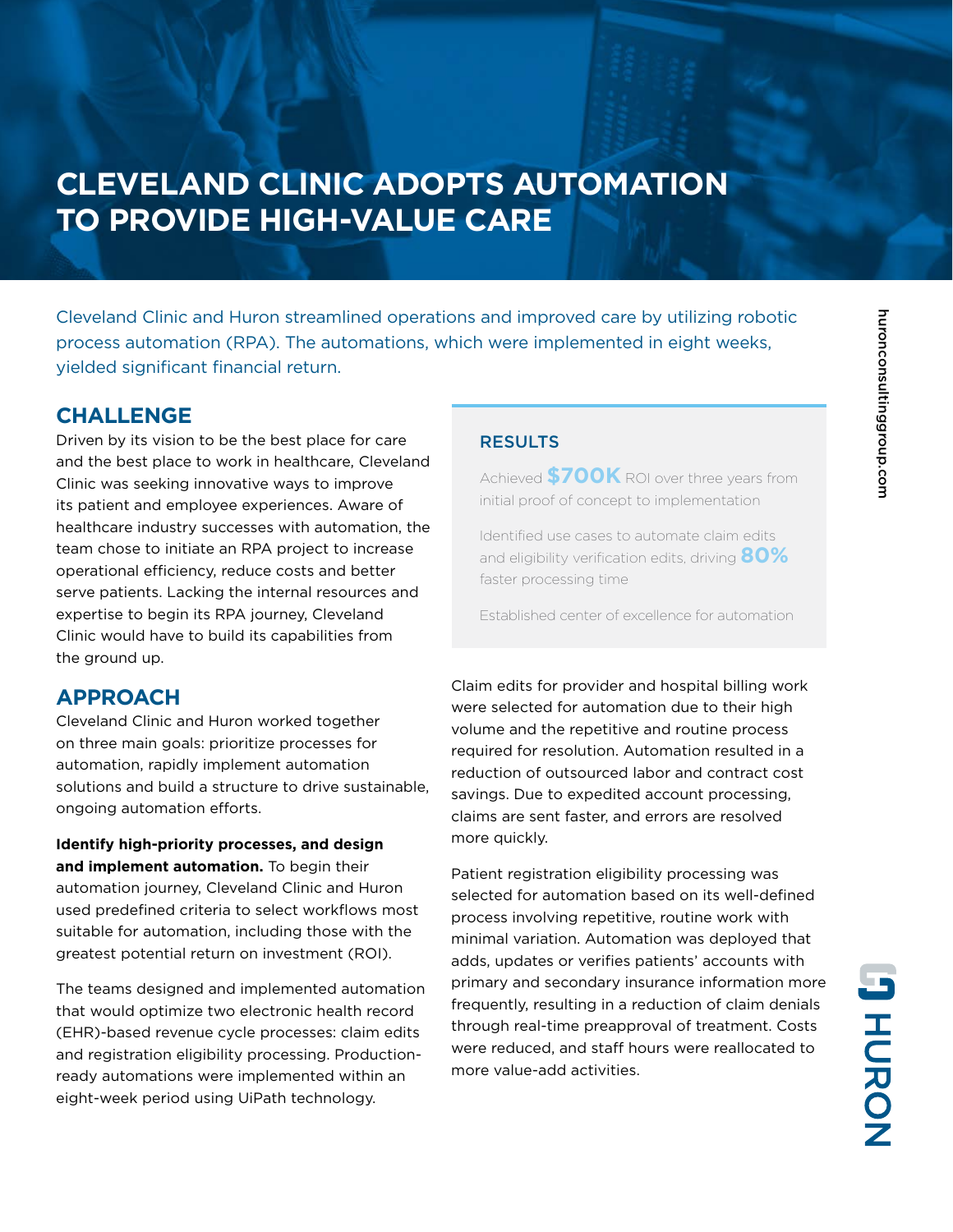# CLEVELAND CLINIC ADOPTS AUTOMATION TO PROVIDE HIGH-VALUE CARE

Cleveland Clinic and Huron streamlined operations and improved care by utilizing robotic process automation (RPA). The automations, which were implemented in eight weeks, yielded significant financial return.

## CHALLENGE

Driven by its vision to be the best place for care and the best place to work in healthcare, Cleveland Clinic was seeking innovative ways to improve its patient and employee experiences. Aware of healthcare industry successes with automation, the team chose to initiate an RPA project to increase operational efficiency, reduce costs and better serve patients. Lacking the internal resources and expertise to begin its RPA journey, Cleveland Clinic would have to build its capabilities from the ground up.

## APPROACH

Cleveland Clinic and Huron worked together on three main goals: prioritize processes for automation, rapidly implement automation solutions and build a structure to drive sustainable, ongoing automation efforts.

**Identify high-priority processes, and design and implement automation.** To begin their automation journey, Cleveland Clinic and Huron used predefined criteria to select workflows most suitable for automation, including those with the greatest potential return on investment (ROI).

The teams designed and implemented automation that would optimize two electronic health record (EHR)-based revenue cycle processes: claim edits and registration eligibility processing. Production-ready automations were implemented within an eight-week period using UiPath technology.

### RESULTS

Achieved **$700K** ROI over three years from initial proof of concept to implementation

Identified use cases to automate claim edits and eligibility verification edits, driving **80%** faster processing time

Established center of excellence for automation

Claim edits for provider and hospital billing work were selected for automation due to their high volume and the repetitive and routine process required for resolution. Automation resulted in a reduction of outsourced labor and contract cost savings. Due to expedited account processing, claims are sent faster, and errors are resolved more quickly.

Patient registration eligibility processing was selected for automation based on its well-defined process involving repetitive, routine work with minimal variation. Automation was deployed that adds, updates or verifies patients' accounts with primary and secondary insurance information more frequently, resulting in a reduction of claim denials through real-time preapproval of treatment. Costs were reduced, and staff hours were reallocated to more value-add activities.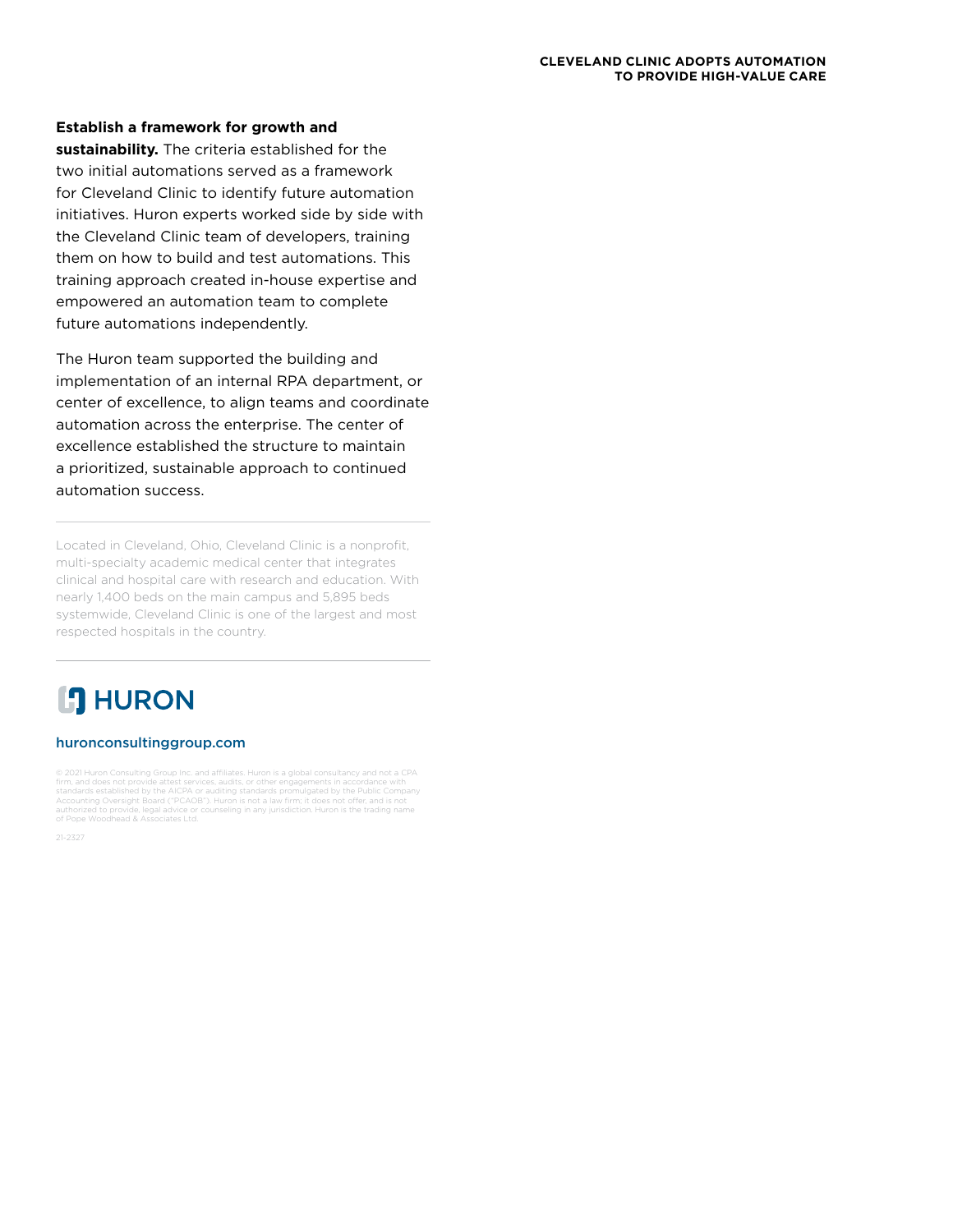**Establish a framework for growth and sustainability.** The criteria established for the two initial automations served as a framework for Cleveland Clinic to identify future automation initiatives. Huron experts worked side by side with the Cleveland Clinic team of developers, training them on how to build and test automations. This training approach created in-house expertise and empowered an automation team to complete future automations independently.

The Huron team supported the building and implementation of an internal RPA department, or center of excellence, to align teams and coordinate automation across the enterprise. The center of excellence established the structure to maintain a prioritized, sustainable approach to continued automation success.

---

Located in Cleveland, Ohio, Cleveland Clinic is a nonprofit, multi-specialty academic medical center that integrates clinical and hospital care with research and education. With nearly 1,400 beds on the main campus and 5,895 beds systemwide, Cleveland Clinic is one of the largest and most respected hospitals in the country.

---

HURON

huronconsultinggroup.com

© 2021 Huron Consulting Group Inc. and affiliates. Huron is a global consultancy and not a CPA firm, and does not provide attest services, audits, or other engagements in accordance with standards established by the AICPA or auditing standards promulgated by the Public Company Accounting Oversight Board ("PCAOB"). Huron is not a law firm; it does not offer, and is not authorized to provide, legal advice or counseling in any jurisdiction. Huron is the trading name of Pope Woodhead & Associates Ltd.

21-2327